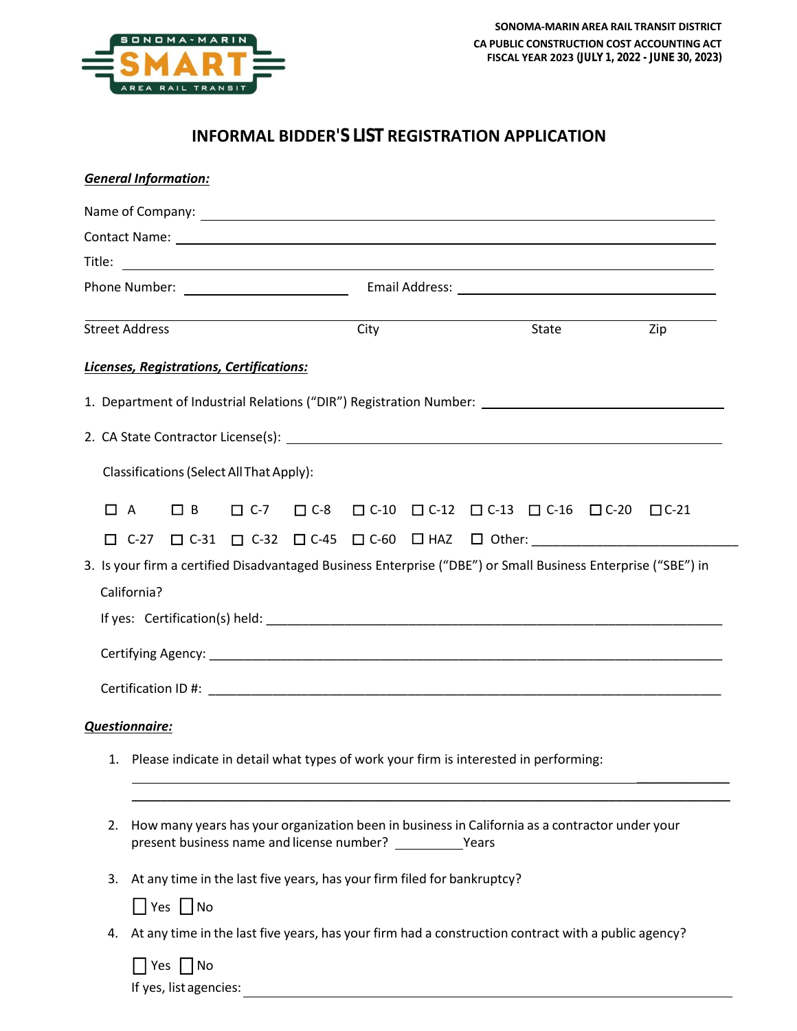SONOMA-MARIN AREA RAIL TRANSIT DISTRICT
CA PUBLIC CONSTRUCTION COST ACCOUNTING ACT
FISCAL YEAR 2023 (JULY 1, 2022 - JUNE 30, 2023)

# INFORMAL BIDDER'S LIST REGISTRATION APPLICATION

***General Information:***

Name of Company: ______________________________________________

Contact Name: ______________________________________________

Title: ______________________________________________

Phone Number: ____________________ Email Address: ____________________

______________________________________________
Street Address City State Zip

***Licenses, Registrations, Certifications:***

1. Department of Industrial Relations ("DIR") Registration Number: ____________________

2. CA State Contractor License(s): ____________________

   Classifications (Select All That Apply):

   ☐ A ☐ B ☐ C-7 ☐ C-8 ☐ C-10 ☐ C-12 ☐ C-13 ☐ C-16 ☐ C-20 ☐ C-21

   ☐ C-27 ☐ C-31 ☐ C-32 ☐ C-45 ☐ C-60 ☐ HAZ ☐ Other: ____________________

3. Is your firm a certified Disadvantaged Business Enterprise ("DBE") or Small Business Enterprise ("SBE") in California?

   If yes: Certification(s) held: ____________________

   Certifying Agency: ____________________

   Certification ID #: ____________________

***Questionnaire:***

1. Please indicate in detail what types of work your firm is interested in performing:

   ______________________________________________

   ______________________________________________

2. How many years has your organization been in business in California as a contractor under your present business name and license number? __________ Years

3. At any time in the last five years, has your firm filed for bankruptcy?

   ☐ Yes ☐ No

4. At any time in the last five years, has your firm had a construction contract with a public agency?

   ☐ Yes ☐ No

   If yes, list agencies: ____________________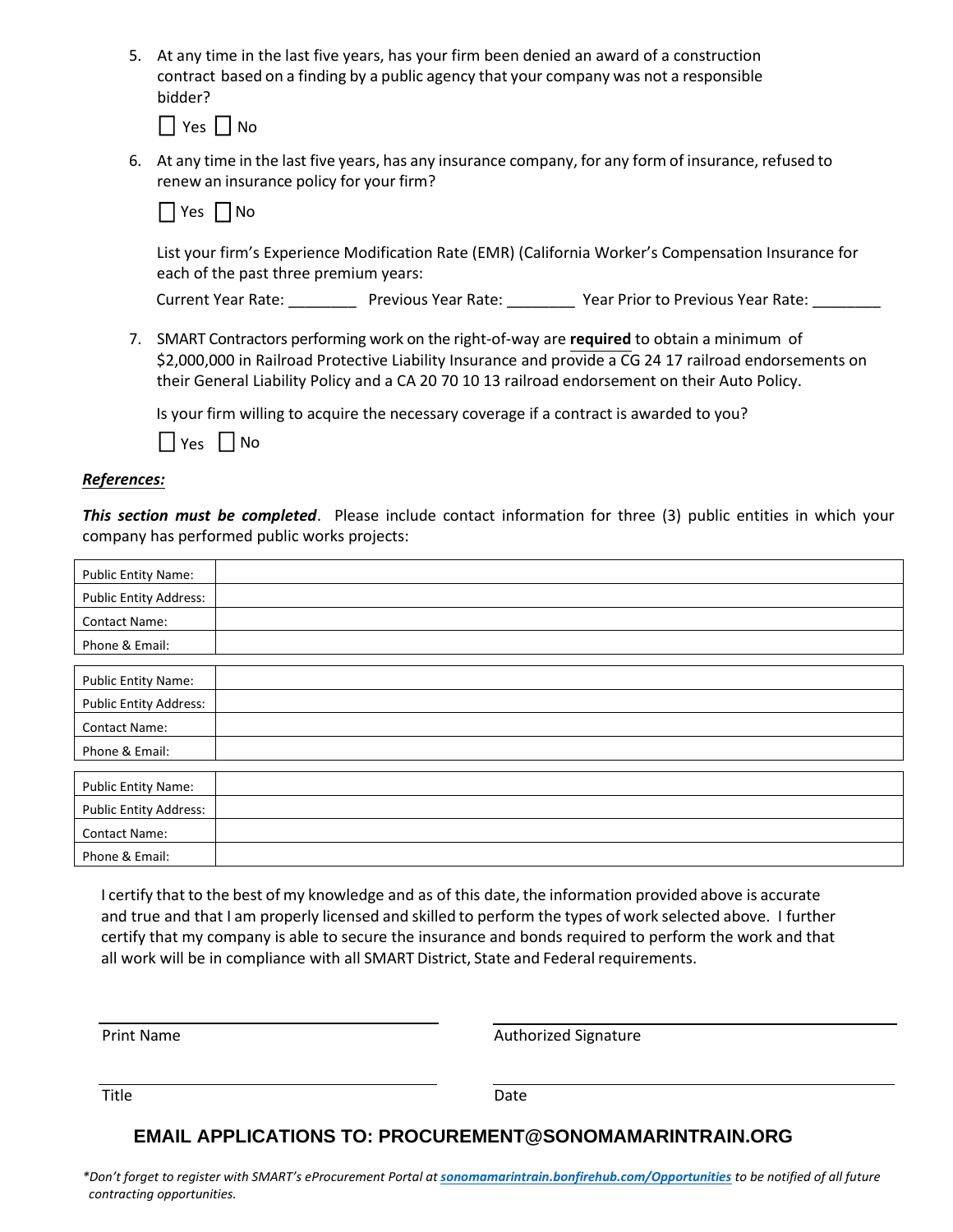5. At any time in the last five years, has your firm been denied an award of a construction contract based on a finding by a public agency that your company was not a responsible bidder?

   ☐ Yes ☐ No

6. At any time in the last five years, has any insurance company, for any form of insurance, refused to renew an insurance policy for your firm?

   ☐ Yes ☐ No

   List your firm's Experience Modification Rate (EMR) (California Worker's Compensation Insurance for each of the past three premium years:

   Current Year Rate: ________ Previous Year Rate: ________ Year Prior to Previous Year Rate: ________

7. SMART Contractors performing work on the right-of-way are **required** to obtain a minimum of $2,000,000 in Railroad Protective Liability Insurance and provide a CG 24 17 railroad endorsements on their General Liability Policy and a CA 20 70 10 13 railroad endorsement on their Auto Policy.

   Is your firm willing to acquire the necessary coverage if a contract is awarded to you?

   ☐ Yes ☐ No

***References:***

***This section must be completed***. Please include contact information for three (3) public entities in which your company has performed public works projects:

| | |
|---|---|
| Public Entity Name: | |
| Public Entity Address: | |
| Contact Name: | |
| Phone & Email: | |

| | |
|---|---|
| Public Entity Name: | |
| Public Entity Address: | |
| Contact Name: | |
| Phone & Email: | |

| | |
|---|---|
| Public Entity Name: | |
| Public Entity Address: | |
| Contact Name: | |
| Phone & Email: | |

I certify that to the best of my knowledge and as of this date, the information provided above is accurate and true and that I am properly licensed and skilled to perform the types of work selected above. I further certify that my company is able to secure the insurance and bonds required to perform the work and that all work will be in compliance with all SMART District, State and Federal requirements.

______________________________ ______________________________
Print Name Authorized Signature

______________________________ ______________________________
Title Date

**EMAIL APPLICATIONS TO: PROCUREMENT@SONOMAMARINTRAIN.ORG**

*\*Don't forget to register with SMART's eProcurement Portal at sonomamarintrain.bonfirehub.com/Opportunities to be notified of all future contracting opportunities.*